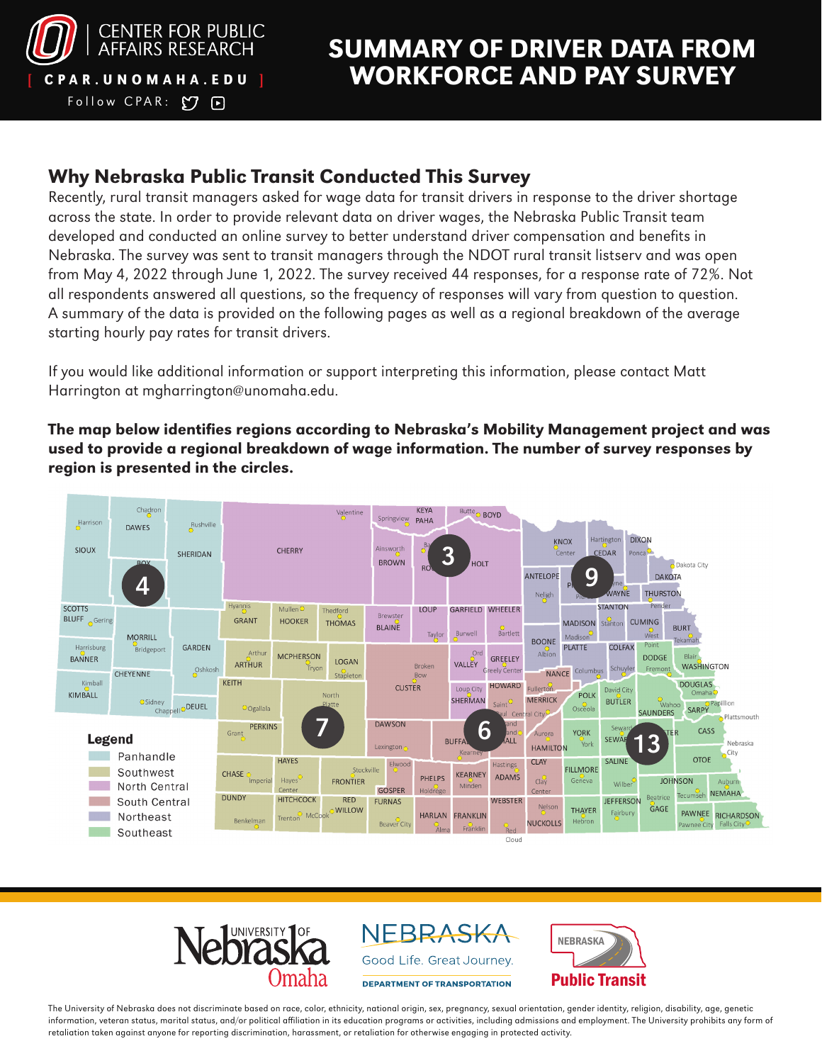# SUMMARY OF DRIVER DATA FROM WORKFORCE AND PAY SURVEY

CENTER FOR PUBLIC AFFAIRS RESEARCH

[ CPAR.UNOMAHA.EDU ]

Follow CPAR:

## Why Nebraska Public Transit Conducted This Survey

Recently, rural transit managers asked for wage data for transit drivers in response to the driver shortage across the state. In order to provide relevant data on driver wages, the Nebraska Public Transit team developed and conducted an online survey to better understand driver compensation and benefits in Nebraska. The survey was sent to transit managers through the NDOT rural transit listserv and was open from May 4, 2022 through June 1, 2022. The survey received 44 responses, for a response rate of 72%. Not all respondents answered all questions, so the frequency of responses will vary from question to question. A summary of the data is provided on the following pages as well as a regional breakdown of the average starting hourly pay rates for transit drivers.

If you would like additional information or support interpreting this information, please contact Matt Harrington at mgharrington@unomaha.edu.

**The map below identifies regions according to Nebraska's Mobility Management project and was used to provide a regional breakdown of wage information. The number of survey responses by region is presented in the circles.**

Legend:
- Panhandle: 4
- Southwest: 7
- North Central: 3
- South Central: 6
- Northeast: 9
- Southeast: 13

University of Nebraska Omaha | NEBRASKA Good Life. Great Journey. DEPARTMENT OF TRANSPORTATION | NEBRASKA Public Transit

The University of Nebraska does not discriminate based on race, color, ethnicity, national origin, sex, pregnancy, sexual orientation, gender identity, religion, disability, age, genetic information, veteran status, marital status, and/or political affiliation in its education programs or activities, including admissions and employment. The University prohibits any form of retaliation taken against anyone for reporting discrimination, harassment, or retaliation for otherwise engaging in protected activity.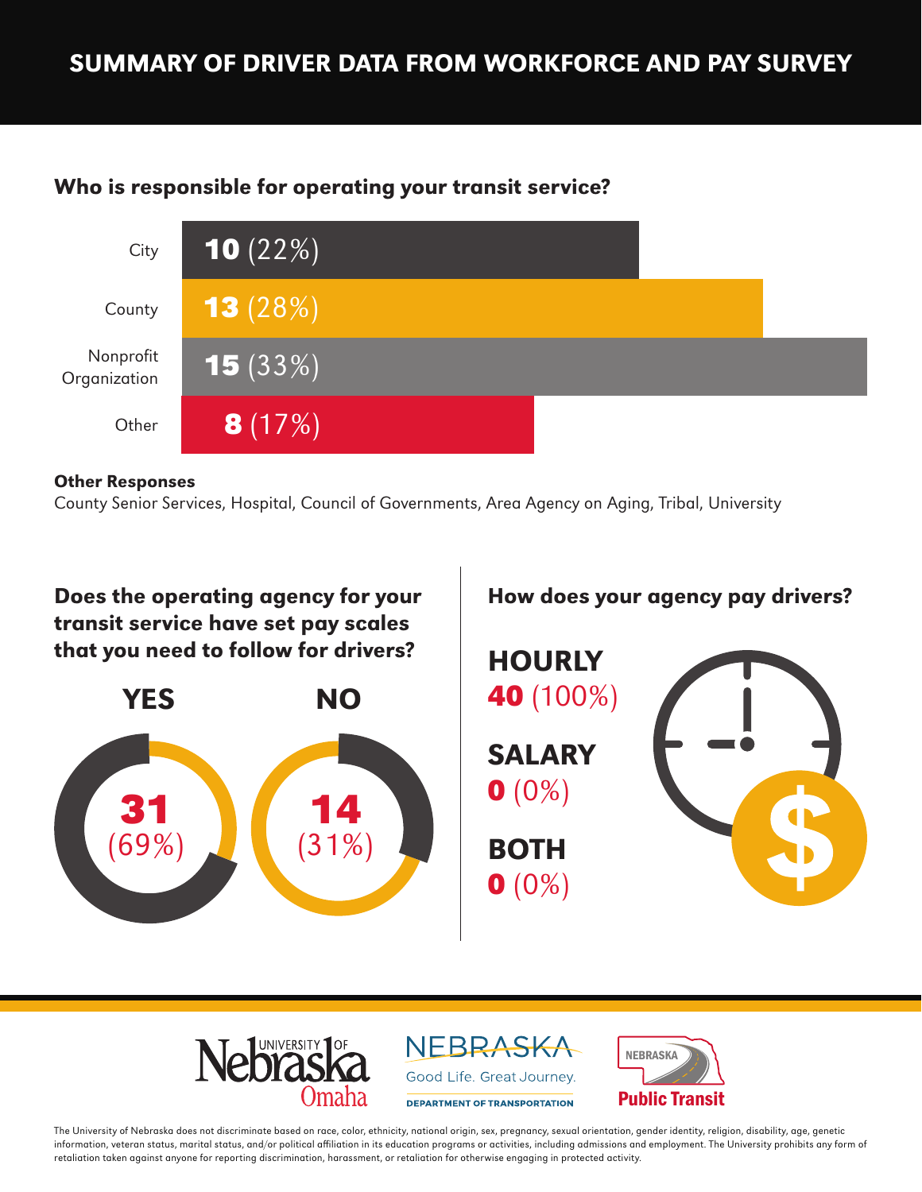# SUMMARY OF DRIVER DATA FROM WORKFORCE AND PAY SURVEY

## Who is responsible for operating your transit service?

| Operator | Count (%) |
|---|---|
| City | **10** (22%) |
| County | **13** (28%) |
| Nonprofit Organization | **15** (33%) |
| Other | **8** (17%) |

**Other Responses**

County Senior Services, Hospital, Council of Governments, Area Agency on Aging, Tribal, University

## Does the operating agency for your transit service have set pay scales that you need to follow for drivers?

**YES**
**31** (69%)

**NO**
**14** (31%)

## How does your agency pay drivers?

**HOURLY**
**40** (100%)

**SALARY**
**0** (0%)

**BOTH**
**0** (0%)

The University of Nebraska does not discriminate based on race, color, ethnicity, national origin, sex, pregnancy, sexual orientation, gender identity, religion, disability, age, genetic information, veteran status, marital status, and/or political affiliation in its education programs or activities, including admissions and employment. The University prohibits any form of retaliation taken against anyone for reporting discrimination, harassment, or retaliation for otherwise engaging in protected activity.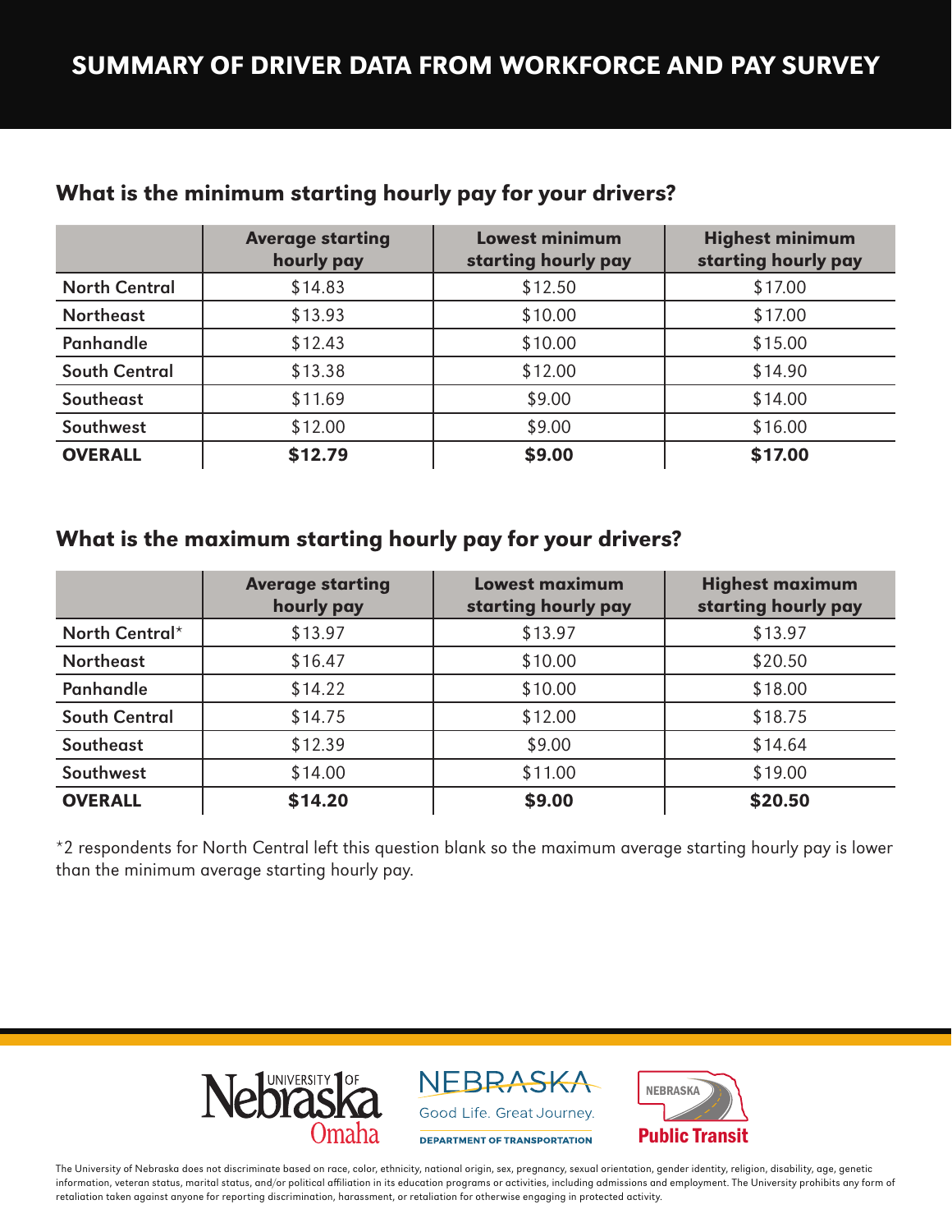# SUMMARY OF DRIVER DATA FROM WORKFORCE AND PAY SURVEY

## What is the minimum starting hourly pay for your drivers?

| | Average starting hourly pay | Lowest minimum starting hourly pay | Highest minimum starting hourly pay |
|---|---|---|---|
| North Central | $14.83 | $12.50 | $17.00 |
| Northeast | $13.93 | $10.00 | $17.00 |
| Panhandle | $12.43 | $10.00 | $15.00 |
| South Central | $13.38 | $12.00 | $14.90 |
| Southeast | $11.69 | $9.00 | $14.00 |
| Southwest | $12.00 | $9.00 | $16.00 |
| **OVERALL** | **$12.79** | **$9.00** | **$17.00** |

## What is the maximum starting hourly pay for your drivers?

| | Average starting hourly pay | Lowest maximum starting hourly pay | Highest maximum starting hourly pay |
|---|---|---|---|
| North Central* | $13.97 | $13.97 | $13.97 |
| Northeast | $16.47 | $10.00 | $20.50 |
| Panhandle | $14.22 | $10.00 | $18.00 |
| South Central | $14.75 | $12.00 | $18.75 |
| Southeast | $12.39 | $9.00 | $14.64 |
| Southwest | $14.00 | $11.00 | $19.00 |
| **OVERALL** | **$14.20** | **$9.00** | **$20.50** |

*2 respondents for North Central left this question blank so the maximum average starting hourly pay is lower than the minimum average starting hourly pay.

University of Nebraska Omaha | NEBRASKA Good Life. Great Journey. DEPARTMENT OF TRANSPORTATION | NEBRASKA Public Transit

The University of Nebraska does not discriminate based on race, color, ethnicity, national origin, sex, pregnancy, sexual orientation, gender identity, religion, disability, age, genetic information, veteran status, marital status, and/or political affiliation in its education programs or activities, including admissions and employment. The University prohibits any form of retaliation taken against anyone for reporting discrimination, harassment, or retaliation for otherwise engaging in protected activity.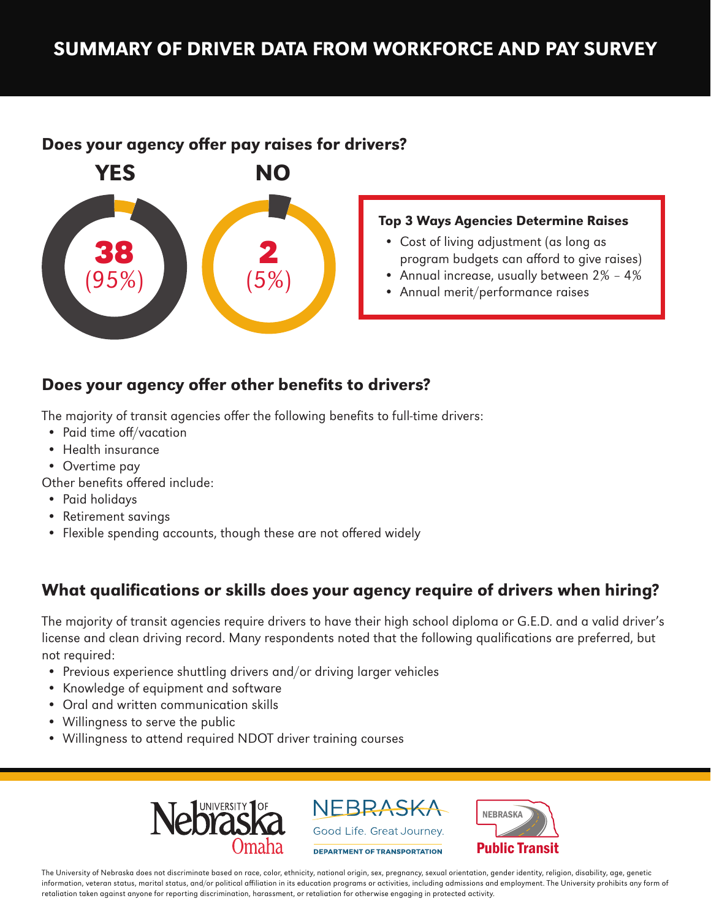# SUMMARY OF DRIVER DATA FROM WORKFORCE AND PAY SURVEY

## Does your agency offer pay raises for drivers?

YES

38 (95%)

NO

2 (5%)

**Top 3 Ways Agencies Determine Raises**

- Cost of living adjustment (as long as program budgets can afford to give raises)
- Annual increase, usually between 2% – 4%
- Annual merit/performance raises

## Does your agency offer other benefits to drivers?

The majority of transit agencies offer the following benefits to full-time drivers:

- Paid time off/vacation
- Health insurance
- Overtime pay

Other benefits offered include:

- Paid holidays
- Retirement savings
- Flexible spending accounts, though these are not offered widely

## What qualifications or skills does your agency require of drivers when hiring?

The majority of transit agencies require drivers to have their high school diploma or G.E.D. and a valid driver's license and clean driving record. Many respondents noted that the following qualifications are preferred, but not required:

- Previous experience shuttling drivers and/or driving larger vehicles
- Knowledge of equipment and software
- Oral and written communication skills
- Willingness to serve the public
- Willingness to attend required NDOT driver training courses

University of Nebraska Omaha

NEBRASKA Good Life. Great Journey. DEPARTMENT OF TRANSPORTATION

NEBRASKA Public Transit

The University of Nebraska does not discriminate based on race, color, ethnicity, national origin, sex, pregnancy, sexual orientation, gender identity, religion, disability, age, genetic information, veteran status, marital status, and/or political affiliation in its education programs or activities, including admissions and employment. The University prohibits any form of retaliation taken against anyone for reporting discrimination, harassment, or retaliation for otherwise engaging in protected activity.